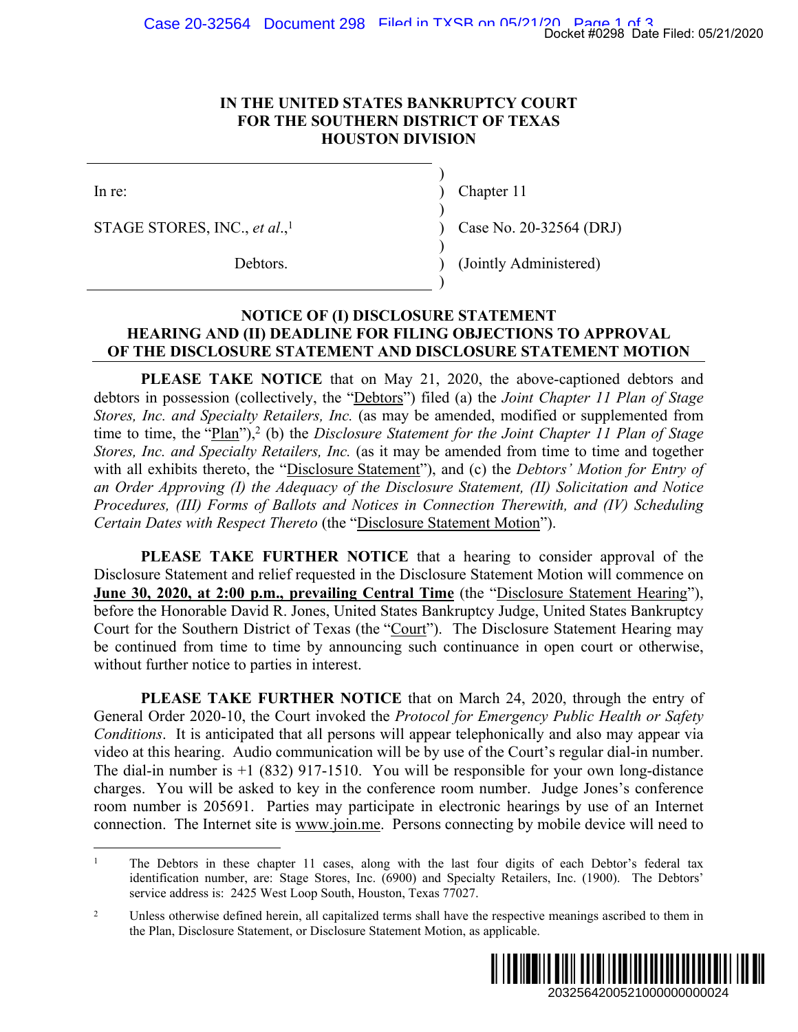IN THE UNITED STATES BANKRUPTCY COURT
FOR THE SOUTHERN DISTRICT OF TEXAS
HOUSTON DIVISION

| | |
|---|---|
| In re: | Chapter 11 |
| STAGE STORES, INC., *et al.*,[1] | Case No. 20-32564 (DRJ) |
| Debtors. | (Jointly Administered) |

## NOTICE OF (I) DISCLOSURE STATEMENT HEARING AND (II) DEADLINE FOR FILING OBJECTIONS TO APPROVAL OF THE DISCLOSURE STATEMENT AND DISCLOSURE STATEMENT MOTION

**PLEASE TAKE NOTICE** that on May 21, 2020, the above-captioned debtors and debtors in possession (collectively, the "Debtors") filed (a) the *Joint Chapter 11 Plan of Stage Stores, Inc. and Specialty Retailers, Inc.* (as may be amended, modified or supplemented from time to time, the "Plan"),[2] (b) the *Disclosure Statement for the Joint Chapter 11 Plan of Stage Stores, Inc. and Specialty Retailers, Inc.* (as it may be amended from time to time and together with all exhibits thereto, the "Disclosure Statement"), and (c) the *Debtors' Motion for Entry of an Order Approving (I) the Adequacy of the Disclosure Statement, (II) Solicitation and Notice Procedures, (III) Forms of Ballots and Notices in Connection Therewith, and (IV) Scheduling Certain Dates with Respect Thereto* (the "Disclosure Statement Motion").

**PLEASE TAKE FURTHER NOTICE** that a hearing to consider approval of the Disclosure Statement and relief requested in the Disclosure Statement Motion will commence on **June 30, 2020, at 2:00 p.m., prevailing Central Time** (the "Disclosure Statement Hearing"), before the Honorable David R. Jones, United States Bankruptcy Judge, United States Bankruptcy Court for the Southern District of Texas (the "Court"). The Disclosure Statement Hearing may be continued from time to time by announcing such continuance in open court or otherwise, without further notice to parties in interest.

**PLEASE TAKE FURTHER NOTICE** that on March 24, 2020, through the entry of General Order 2020-10, the Court invoked the *Protocol for Emergency Public Health or Safety Conditions*. It is anticipated that all persons will appear telephonically and also may appear via video at this hearing. Audio communication will be by use of the Court's regular dial-in number. The dial-in number is +1 (832) 917-1510. You will be responsible for your own long-distance charges. You will be asked to key in the conference room number. Judge Jones's conference room number is 205691. Parties may participate in electronic hearings by use of an Internet connection. The Internet site is www.join.me. Persons connecting by mobile device will need to

---

[1] The Debtors in these chapter 11 cases, along with the last four digits of each Debtor's federal tax identification number, are: Stage Stores, Inc. (6900) and Specialty Retailers, Inc. (1900). The Debtors' service address is: 2425 West Loop South, Houston, Texas 77027.

[2] Unless otherwise defined herein, all capitalized terms shall have the respective meanings ascribed to them in the Plan, Disclosure Statement, or Disclosure Statement Motion, as applicable.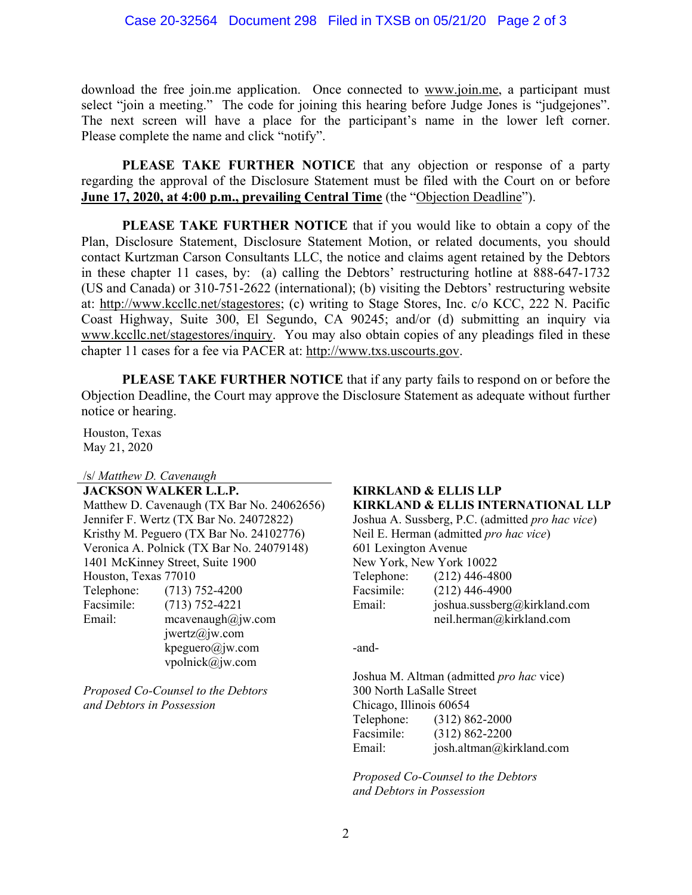download the free join.me application. Once connected to www.join.me, a participant must select "join a meeting." The code for joining this hearing before Judge Jones is "judgejones". The next screen will have a place for the participant's name in the lower left corner. Please complete the name and click "notify".

**PLEASE TAKE FURTHER NOTICE** that any objection or response of a party regarding the approval of the Disclosure Statement must be filed with the Court on or before **June 17, 2020, at 4:00 p.m., prevailing Central Time** (the "Objection Deadline").

**PLEASE TAKE FURTHER NOTICE** that if you would like to obtain a copy of the Plan, Disclosure Statement, Disclosure Statement Motion, or related documents, you should contact Kurtzman Carson Consultants LLC, the notice and claims agent retained by the Debtors in these chapter 11 cases, by: (a) calling the Debtors' restructuring hotline at 888-647-1732 (US and Canada) or 310-751-2622 (international); (b) visiting the Debtors' restructuring website at: http://www.kccllc.net/stagestores; (c) writing to Stage Stores, Inc. c/o KCC, 222 N. Pacific Coast Highway, Suite 300, El Segundo, CA 90245; and/or (d) submitting an inquiry via www.kccllc.net/stagestores/inquiry. You may also obtain copies of any pleadings filed in these chapter 11 cases for a fee via PACER at: http://www.txs.uscourts.gov.

**PLEASE TAKE FURTHER NOTICE** that if any party fails to respond on or before the Objection Deadline, the Court may approve the Disclosure Statement as adequate without further notice or hearing.

Houston, Texas
May 21, 2020

/s/ *Matthew D. Cavenaugh*
**JACKSON WALKER L.L.P.**
Matthew D. Cavenaugh (TX Bar No. 24062656)
Jennifer F. Wertz (TX Bar No. 24072822)
Kristhy M. Peguero (TX Bar No. 24102776)
Veronica A. Polnick (TX Bar No. 24079148)
1401 McKinney Street, Suite 1900
Houston, Texas 77010
Telephone: (713) 752-4200
Facsimile: (713) 752-4221
Email: mcavenaugh@jw.com
jwertz@jw.com
kpeguero@jw.com
vpolnick@jw.com

*Proposed Co-Counsel to the Debtors and Debtors in Possession*

**KIRKLAND & ELLIS LLP**
**KIRKLAND & ELLIS INTERNATIONAL LLP**
Joshua A. Sussberg, P.C. (admitted *pro hac vice*)
Neil E. Herman (admitted *pro hac vice*)
601 Lexington Avenue
New York, New York 10022
Telephone: (212) 446-4800
Facsimile: (212) 446-4900
Email: joshua.sussberg@kirkland.com
neil.herman@kirkland.com

-and-

Joshua M. Altman (admitted *pro hac* vice)
300 North LaSalle Street
Chicago, Illinois 60654
Telephone: (312) 862-2000
Facsimile: (312) 862-2200
Email: josh.altman@kirkland.com

*Proposed Co-Counsel to the Debtors and Debtors in Possession*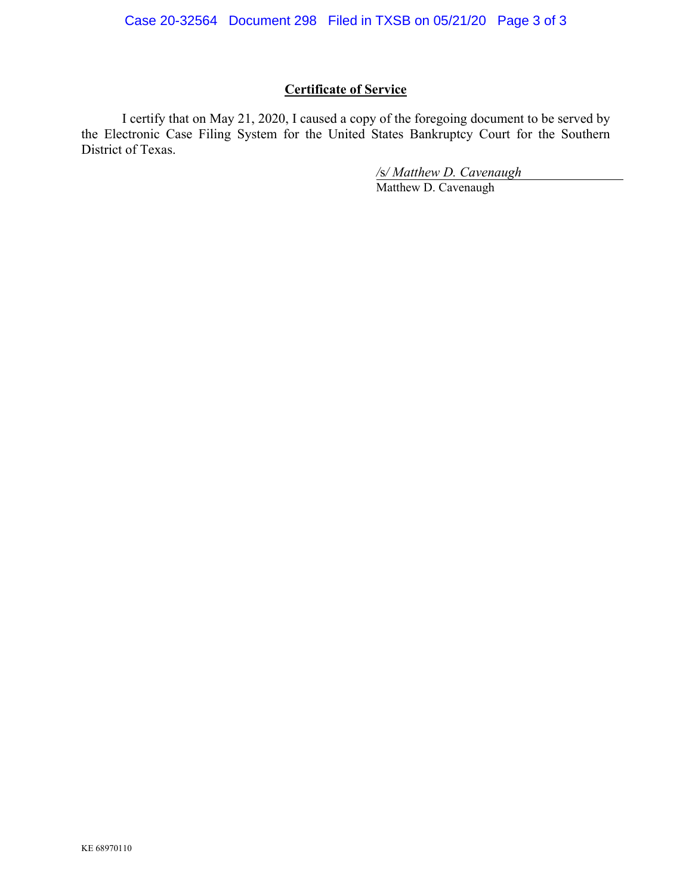**Certificate of Service**

I certify that on May 21, 2020, I caused a copy of the foregoing document to be served by the Electronic Case Filing System for the United States Bankruptcy Court for the Southern District of Texas.

*/s/ Matthew D. Cavenaugh*
Matthew D. Cavenaugh

KE 68970110